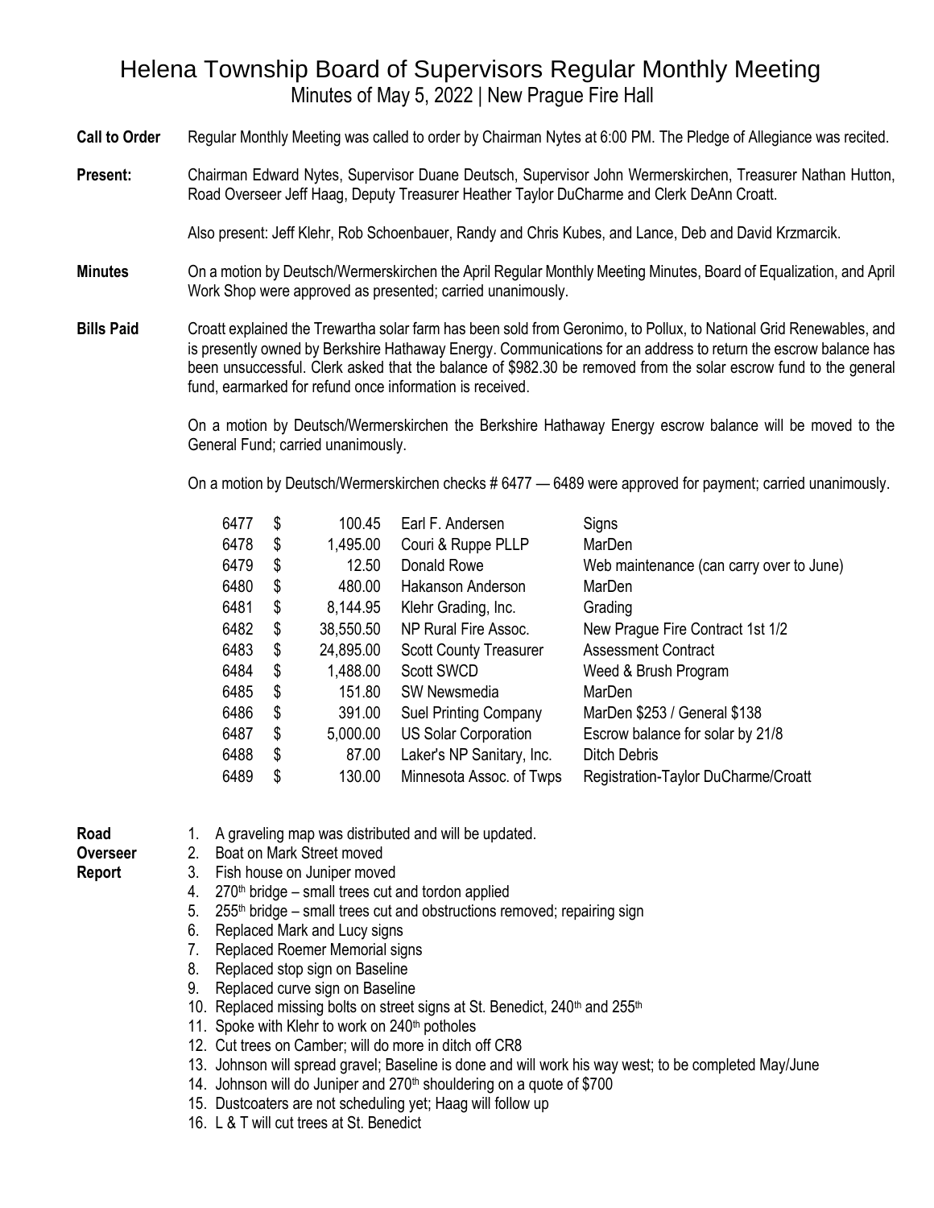# Helena Township Board of Supervisors Regular Monthly Meeting

Minutes of May 5, 2022 | New Prague Fire Hall

**Call to Order** Regular Monthly Meeting was called to order by Chairman Nytes at 6:00 PM. The Pledge of Allegiance was recited.

**Present:** Chairman Edward Nytes, Supervisor Duane Deutsch, Supervisor John Wermerskirchen, Treasurer Nathan Hutton, Road Overseer Jeff Haag, Deputy Treasurer Heather Taylor DuCharme and Clerk DeAnn Croatt.

Also present: Jeff Klehr, Rob Schoenbauer, Randy and Chris Kubes, and Lance, Deb and David Krzmarcik.

**Minutes** On a motion by Deutsch/Wermerskirchen the April Regular Monthly Meeting Minutes, Board of Equalization, and April Work Shop were approved as presented; carried unanimously.

**Bills Paid** Croatt explained the Trewartha solar farm has been sold from Geronimo, to Pollux, to National Grid Renewables, and is presently owned by Berkshire Hathaway Energy. Communications for an address to return the escrow balance has been unsuccessful. Clerk asked that the balance of $982.30 be removed from the solar escrow fund to the general fund, earmarked for refund once information is received.

On a motion by Deutsch/Wermerskirchen the Berkshire Hathaway Energy escrow balance will be moved to the General Fund; carried unanimously.

On a motion by Deutsch/Wermerskirchen checks # 6477 — 6489 were approved for payment; carried unanimously.

| Check | Amount | Payee | Description |
|---|---|---|---|
| 6477 | $ 100.45 | Earl F. Andersen | Signs |
| 6478 | $ 1,495.00 | Couri & Ruppe PLLP | MarDen |
| 6479 | $ 12.50 | Donald Rowe | Web maintenance (can carry over to June) |
| 6480 | $ 480.00 | Hakanson Anderson | MarDen |
| 6481 | $ 8,144.95 | Klehr Grading, Inc. | Grading |
| 6482 | $ 38,550.50 | NP Rural Fire Assoc. | New Prague Fire Contract 1st 1/2 |
| 6483 | $ 24,895.00 | Scott County Treasurer | Assessment Contract |
| 6484 | $ 1,488.00 | Scott SWCD | Weed & Brush Program |
| 6485 | $ 151.80 | SW Newsmedia | MarDen |
| 6486 | $ 391.00 | Suel Printing Company | MarDen $253 / General $138 |
| 6487 | $ 5,000.00 | US Solar Corporation | Escrow balance for solar by 21/8 |
| 6488 | $ 87.00 | Laker's NP Sanitary, Inc. | Ditch Debris |
| 6489 | $ 130.00 | Minnesota Assoc. of Twps | Registration-Taylor DuCharme/Croatt |

**Road Overseer Report**

1. A graveling map was distributed and will be updated.
2. Boat on Mark Street moved
3. Fish house on Juniper moved
4. 270th bridge – small trees cut and tordon applied
5. 255th bridge – small trees cut and obstructions removed; repairing sign
6. Replaced Mark and Lucy signs
7. Replaced Roemer Memorial signs
8. Replaced stop sign on Baseline
9. Replaced curve sign on Baseline
10. Replaced missing bolts on street signs at St. Benedict, 240th and 255th
11. Spoke with Klehr to work on 240th potholes
12. Cut trees on Camber; will do more in ditch off CR8
13. Johnson will spread gravel; Baseline is done and will work his way west; to be completed May/June
14. Johnson will do Juniper and 270th shouldering on a quote of $700
15. Dustcoaters are not scheduling yet; Haag will follow up
16. L & T will cut trees at St. Benedict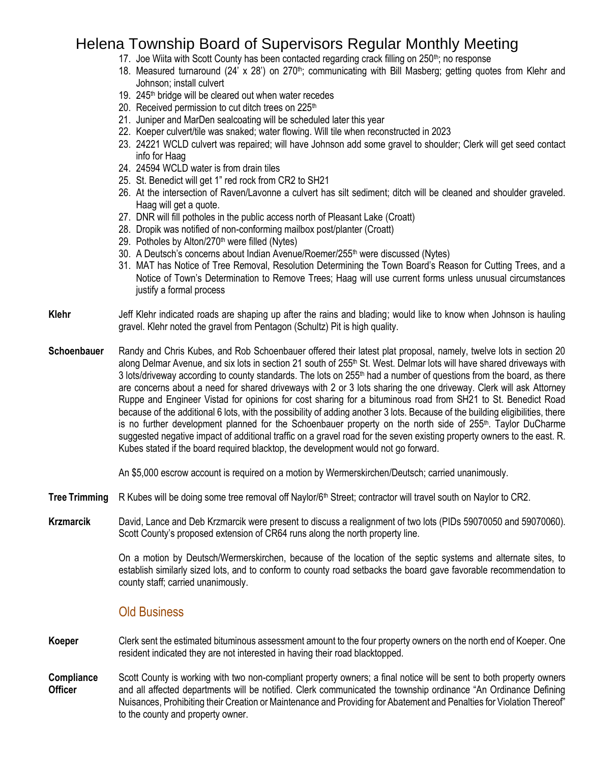17. Joe Wiita with Scott County has been contacted regarding crack filling on 250th; no response
18. Measured turnaround (24' x 28') on 270th; communicating with Bill Masberg; getting quotes from Klehr and Johnson; install culvert
19. 245th bridge will be cleared out when water recedes
20. Received permission to cut ditch trees on 225th
21. Juniper and MarDen sealcoating will be scheduled later this year
22. Koeper culvert/tile was snaked; water flowing. Will tile when reconstructed in 2023
23. 24221 WCLD culvert was repaired; will have Johnson add some gravel to shoulder; Clerk will get seed contact info for Haag
24. 24594 WCLD water is from drain tiles
25. St. Benedict will get 1" red rock from CR2 to SH21
26. At the intersection of Raven/Lavonne a culvert has silt sediment; ditch will be cleaned and shoulder graveled. Haag will get a quote.
27. DNR will fill potholes in the public access north of Pleasant Lake (Croatt)
28. Dropik was notified of non-conforming mailbox post/planter (Croatt)
29. Potholes by Alton/270th were filled (Nytes)
30. A Deutsch's concerns about Indian Avenue/Roemer/255th were discussed (Nytes)
31. MAT has Notice of Tree Removal, Resolution Determining the Town Board's Reason for Cutting Trees, and a Notice of Town's Determination to Remove Trees; Haag will use current forms unless unusual circumstances justify a formal process

**Klehr** Jeff Klehr indicated roads are shaping up after the rains and blading; would like to know when Johnson is hauling gravel. Klehr noted the gravel from Pentagon (Schultz) Pit is high quality.

**Schoenbauer** Randy and Chris Kubes, and Rob Schoenbauer offered their latest plat proposal, namely, twelve lots in section 20 along Delmar Avenue, and six lots in section 21 south of 255th St. West. Delmar lots will have shared driveways with 3 lots/driveway according to county standards. The lots on 255th had a number of questions from the board, as there are concerns about a need for shared driveways with 2 or 3 lots sharing the one driveway. Clerk will ask Attorney Ruppe and Engineer Vistad for opinions for cost sharing for a bituminous road from SH21 to St. Benedict Road because of the additional 6 lots, with the possibility of adding another 3 lots. Because of the building eligibilities, there is no further development planned for the Schoenbauer property on the north side of 255th. Taylor DuCharme suggested negative impact of additional traffic on a gravel road for the seven existing property owners to the east. R. Kubes stated if the board required blacktop, the development would not go forward.

An $5,000 escrow account is required on a motion by Wermerskirchen/Deutsch; carried unanimously.

**Tree Trimming** R Kubes will be doing some tree removal off Naylor/6th Street; contractor will travel south on Naylor to CR2.

**Krzmarcik** David, Lance and Deb Krzmarcik were present to discuss a realignment of two lots (PIDs 59070050 and 59070060). Scott County's proposed extension of CR64 runs along the north property line.

On a motion by Deutsch/Wermerskirchen, because of the location of the septic systems and alternate sites, to establish similarly sized lots, and to conform to county road setbacks the board gave favorable recommendation to county staff; carried unanimously.

## Old Business

**Koeper** Clerk sent the estimated bituminous assessment amount to the four property owners on the north end of Koeper. One resident indicated they are not interested in having their road blacktopped.

**Compliance Officer** Scott County is working with two non-compliant property owners; a final notice will be sent to both property owners and all affected departments will be notified. Clerk communicated the township ordinance "An Ordinance Defining Nuisances, Prohibiting their Creation or Maintenance and Providing for Abatement and Penalties for Violation Thereof" to the county and property owner.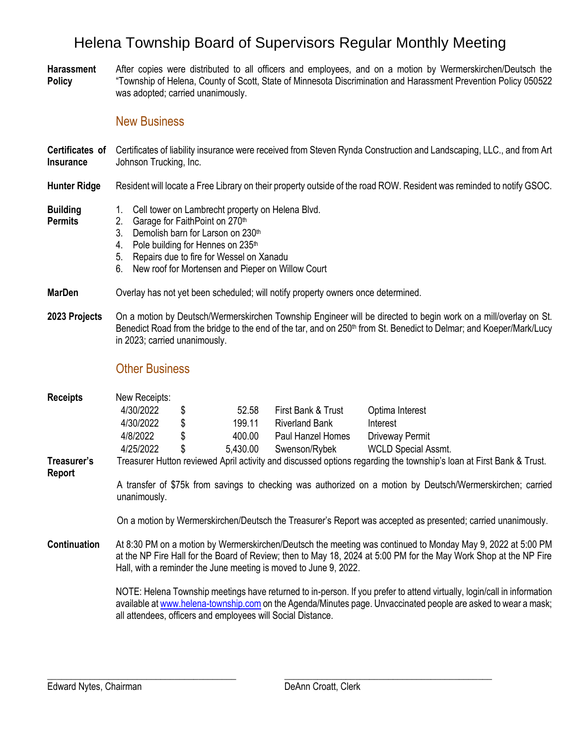# Helena Township Board of Supervisors Regular Monthly Meeting

**Harassment Policy**

After copies were distributed to all officers and employees, and on a motion by Wermerskirchen/Deutsch the "Township of Helena, County of Scott, State of Minnesota Discrimination and Harassment Prevention Policy 050522 was adopted; carried unanimously.

## New Business

**Certificates of Insurance**

Certificates of liability insurance were received from Steven Rynda Construction and Landscaping, LLC., and from Art Johnson Trucking, Inc.

**Hunter Ridge**

Resident will locate a Free Library on their property outside of the road ROW. Resident was reminded to notify GSOC.

**Building Permits**

1. Cell tower on Lambrecht property on Helena Blvd.
2. Garage for FaithPoint on 270th
3. Demolish barn for Larson on 230th
4. Pole building for Hennes on 235th
5. Repairs due to fire for Wessel on Xanadu
6. New roof for Mortensen and Pieper on Willow Court

**MarDen**

Overlay has not yet been scheduled; will notify property owners once determined.

**2023 Projects**

On a motion by Deutsch/Wermerskirchen Township Engineer will be directed to begin work on a mill/overlay on St. Benedict Road from the bridge to the end of the tar, and on 250th from St. Benedict to Delmar; and Koeper/Mark/Lucy in 2023; carried unanimously.

## Other Business

**Receipts**

New Receipts:

| | | | | |
|---|---|---|---|---|
| 4/30/2022 | $ | 52.58 | First Bank & Trust | Optima Interest |
| 4/30/2022 | $ | 199.11 | Riverland Bank | Interest |
| 4/8/2022 | $ | 400.00 | Paul Hanzel Homes | Driveway Permit |
| 4/25/2022 | $ | 5,430.00 | Swenson/Rybek | WCLD Special Assmt. |

**Treasurer's Report**

Treasurer Hutton reviewed April activity and discussed options regarding the township's loan at First Bank & Trust.

A transfer of $75k from savings to checking was authorized on a motion by Deutsch/Wermerskirchen; carried unanimously.

On a motion by Wermerskirchen/Deutsch the Treasurer's Report was accepted as presented; carried unanimously.

**Continuation**

At 8:30 PM on a motion by Wermerskirchen/Deutsch the meeting was continued to Monday May 9, 2022 at 5:00 PM at the NP Fire Hall for the Board of Review; then to May 18, 2024 at 5:00 PM for the May Work Shop at the NP Fire Hall, with a reminder the June meeting is moved to June 9, 2022.

NOTE: Helena Township meetings have returned to in-person. If you prefer to attend virtually, login/call in information available at [www.helena-township.com](http://www.helena-township.com) on the Agenda/Minutes page. Unvaccinated people are asked to wear a mask; all attendees, officers and employees will Social Distance.

\_\_\_\_\_\_\_\_\_\_\_\_\_\_\_\_\_\_\_\_\_\_\_\_\_\_\_\_\_\_\_\_\_\_\_\_\_\_
Edward Nytes, Chairman

\_\_\_\_\_\_\_\_\_\_\_\_\_\_\_\_\_\_\_\_\_\_\_\_\_\_\_\_\_\_\_\_\_\_\_\_\_\_
DeAnn Croatt, Clerk